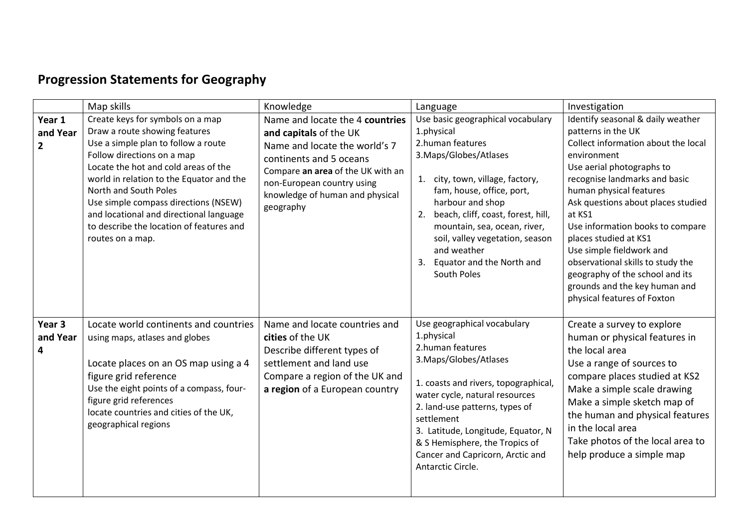## Progression Statements for Geography

| | Map skills | Knowledge | Language | Investigation |
|---|---|---|---|---|
| **Year 1 and Year 2** | Create keys for symbols on a map<br>Draw a route showing features<br>Use a simple plan to follow a route<br>Follow directions on a map<br>Locate the hot and cold areas of the world in relation to the Equator and the North and South Poles<br>Use simple compass directions (NSEW) and locational and directional language to describe the location of features and routes on a map. | Name and locate the 4 **countries and capitals** of the UK<br>Name and locate the world's 7 continents and 5 oceans<br>Compare **an area** of the UK with an non-European country using knowledge of human and physical geography | Use basic geographical vocabulary<br>1.physical<br>2.human features<br>3.Maps/Globes/Atlases<br><br>1. city, town, village, factory, fam, house, office, port, harbour and shop<br>2. beach, cliff, coast, forest, hill, mountain, sea, ocean, river, soil, valley vegetation, season and weather<br>3. Equator and the North and South Poles | Identify seasonal & daily weather patterns in the UK<br>Collect information about the local environment<br>Use aerial photographs to recognise landmarks and basic human physical features<br>Ask questions about places studied at KS1<br>Use information books to compare places studied at KS1<br>Use simple fieldwork and observational skills to study the geography of the school and its grounds and the key human and physical features of Foxton |
| **Year 3 and Year 4** | Locate world continents and countries using maps, atlases and globes<br><br>Locate places on an OS map using a 4 figure grid reference<br>Use the eight points of a compass, four-figure grid references<br>locate countries and cities of the UK, geographical regions | Name and locate countries and **cities** of the UK<br>Describe different types of settlement and land use<br>Compare a region of the UK and **a region** of a European country | Use geographical vocabulary<br>1.physical<br>2.human features<br>3.Maps/Globes/Atlases<br><br>1. coasts and rivers, topographical, water cycle, natural resources<br>2. land-use patterns, types of settlement<br>3. Latitude, Longitude, Equator, N & S Hemisphere, the Tropics of Cancer and Capricorn, Arctic and Antarctic Circle. | Create a survey to explore human or physical features in the local area<br>Use a range of sources to compare places studied at KS2<br>Make a simple scale drawing<br>Make a simple sketch map of the human and physical features in the local area<br>Take photos of the local area to help produce a simple map |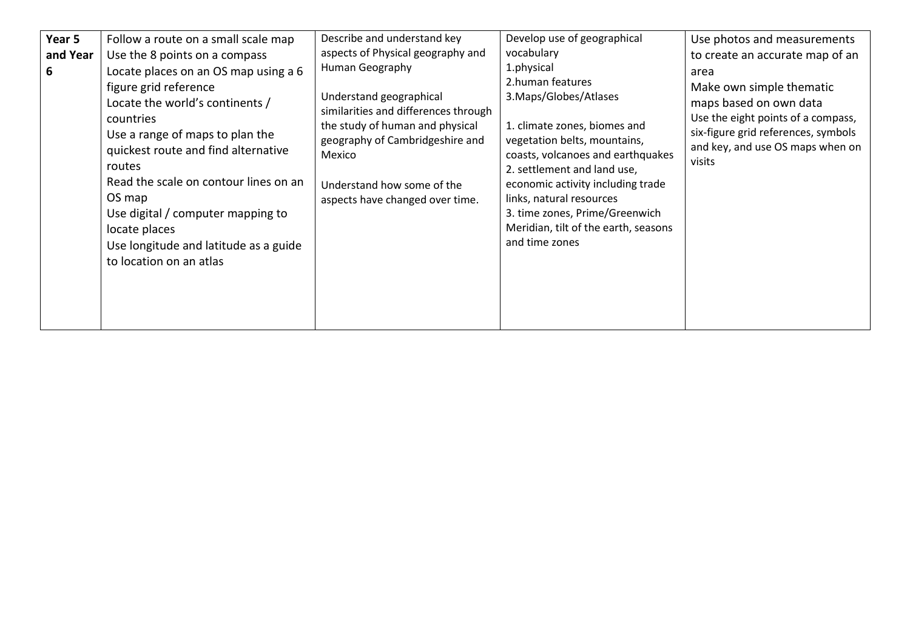| | | | | |
|---|---|---|---|---|
| **Year 5 and Year 6** | Follow a route on a small scale map<br>Use the 8 points on a compass<br>Locate places on an OS map using a 6 figure grid reference<br>Locate the world's continents / countries<br>Use a range of maps to plan the quickest route and find alternative routes<br>Read the scale on contour lines on an OS map<br>Use digital / computer mapping to locate places<br>Use longitude and latitude as a guide to location on an atlas | Describe and understand key aspects of Physical geography and Human Geography<br><br>Understand geographical similarities and differences through the study of human and physical geography of Cambridgeshire and Mexico<br><br>Understand how some of the aspects have changed over time. | Develop use of geographical vocabulary<br>1.physical<br>2.human features<br>3.Maps/Globes/Atlases<br><br>1. climate zones, biomes and vegetation belts, mountains, coasts, volcanoes and earthquakes<br>2. settlement and land use, economic activity including trade links, natural resources<br>3. time zones, Prime/Greenwich Meridian, tilt of the earth, seasons and time zones | Use photos and measurements to create an accurate map of an area<br>Make own simple thematic maps based on own data<br>Use the eight points of a compass, six-figure grid references, symbols and key, and use OS maps when on visits |